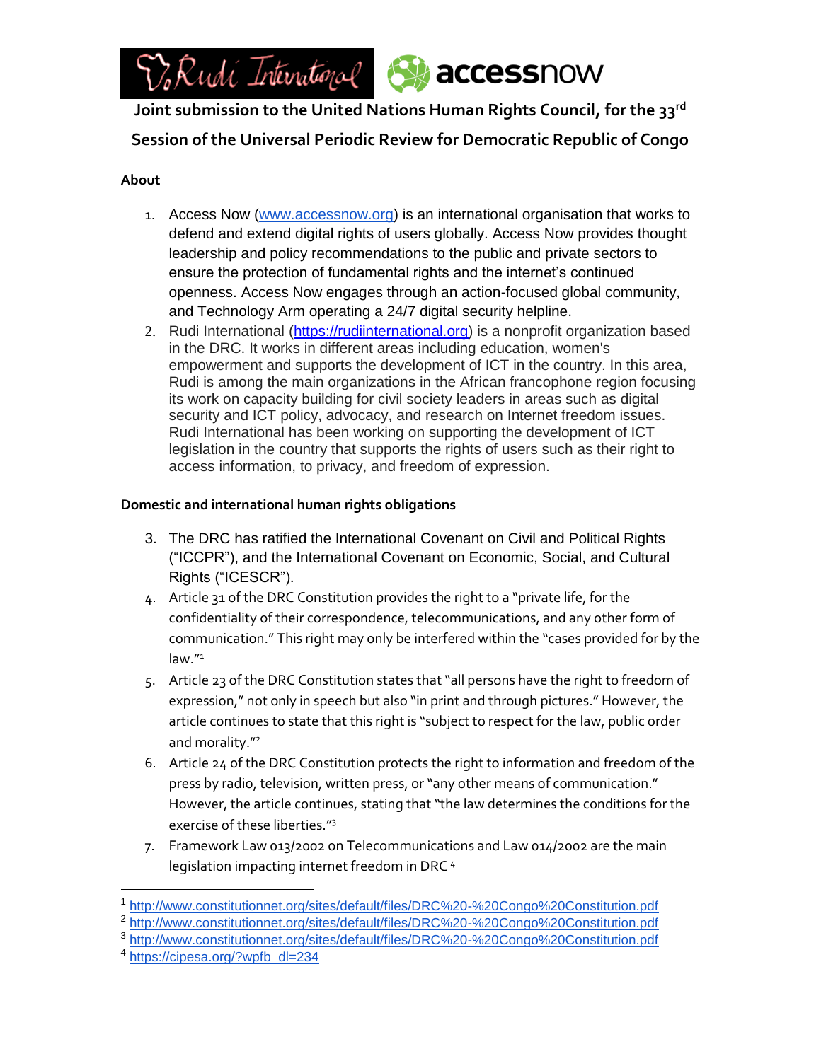# Joint submission to the United Nations Human Rights Council, for the 33rd Session of the Universal Periodic Review for Democratic Republic of Congo

## About

1. Access Now (www.accessnow.org) is an international organisation that works to defend and extend digital rights of users globally. Access Now provides thought leadership and policy recommendations to the public and private sectors to ensure the protection of fundamental rights and the internet's continued openness. Access Now engages through an action-focused global community, and Technology Arm operating a 24/7 digital security helpline.
2. Rudi International (https://rudiinternational.org) is a nonprofit organization based in the DRC. It works in different areas including education, women's empowerment and supports the development of ICT in the country. In this area, Rudi is among the main organizations in the African francophone region focusing its work on capacity building for civil society leaders in areas such as digital security and ICT policy, advocacy, and research on Internet freedom issues. Rudi International has been working on supporting the development of ICT legislation in the country that supports the rights of users such as their right to access information, to privacy, and freedom of expression.

## Domestic and international human rights obligations

3. The DRC has ratified the International Covenant on Civil and Political Rights ("ICCPR"), and the International Covenant on Economic, Social, and Cultural Rights ("ICESCR").
4. Article 31 of the DRC Constitution provides the right to a "private life, for the confidentiality of their correspondence, telecommunications, and any other form of communication." This right may only be interfered within the "cases provided for by the law."[1]
5. Article 23 of the DRC Constitution states that "all persons have the right to freedom of expression," not only in speech but also "in print and through pictures." However, the article continues to state that this right is "subject to respect for the law, public order and morality."[2]
6. Article 24 of the DRC Constitution protects the right to information and freedom of the press by radio, television, written press, or "any other means of communication." However, the article continues, stating that "the law determines the conditions for the exercise of these liberties."[3]
7. Framework Law 013/2002 on Telecommunications and Law 014/2002 are the main legislation impacting internet freedom in DRC [4]

---

[1] http://www.constitutionnet.org/sites/default/files/DRC%20-%20Congo%20Constitution.pdf
[2] http://www.constitutionnet.org/sites/default/files/DRC%20-%20Congo%20Constitution.pdf
[3] http://www.constitutionnet.org/sites/default/files/DRC%20-%20Congo%20Constitution.pdf
[4] https://cipesa.org/?wpfb_dl=234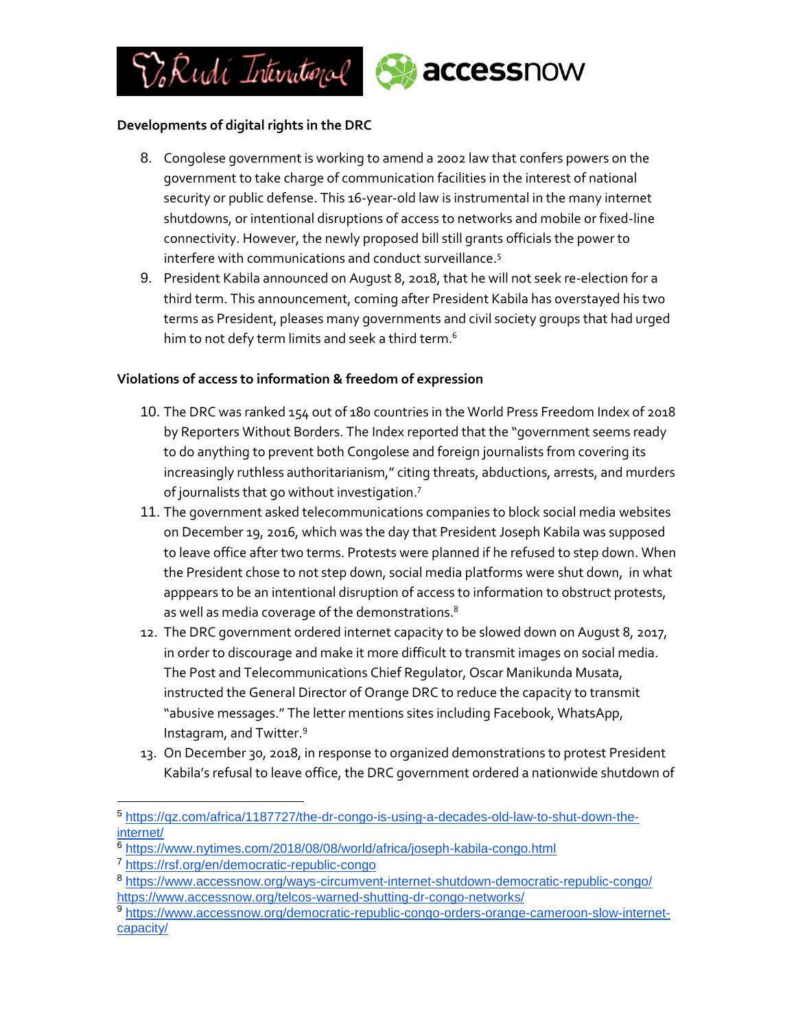### Developments of digital rights in the DRC

8. Congolese government is working to amend a 2002 law that confers powers on the government to take charge of communication facilities in the interest of national security or public defense. This 16-year-old law is instrumental in the many internet shutdowns, or intentional disruptions of access to networks and mobile or fixed-line connectivity. However, the newly proposed bill still grants officials the power to interfere with communications and conduct surveillance.[5]
9. President Kabila announced on August 8, 2018, that he will not seek re-election for a third term. This announcement, coming after President Kabila has overstayed his two terms as President, pleases many governments and civil society groups that had urged him to not defy term limits and seek a third term.[6]

### Violations of access to information & freedom of expression

10. The DRC was ranked 154 out of 180 countries in the World Press Freedom Index of 2018 by Reporters Without Borders. The Index reported that the "government seems ready to do anything to prevent both Congolese and foreign journalists from covering its increasingly ruthless authoritarianism," citing threats, abductions, arrests, and murders of journalists that go without investigation.[7]
11. The government asked telecommunications companies to block social media websites on December 19, 2016, which was the day that President Joseph Kabila was supposed to leave office after two terms. Protests were planned if he refused to step down. When the President chose to not step down, social media platforms were shut down, in what apppears to be an intentional disruption of access to information to obstruct protests, as well as media coverage of the demonstrations.[8]
12. The DRC government ordered internet capacity to be slowed down on August 8, 2017, in order to discourage and make it more difficult to transmit images on social media. The Post and Telecommunications Chief Regulator, Oscar Manikunda Musata, instructed the General Director of Orange DRC to reduce the capacity to transmit "abusive messages." The letter mentions sites including Facebook, WhatsApp, Instagram, and Twitter.[9]
13. On December 30, 2018, in response to organized demonstrations to protest President Kabila's refusal to leave office, the DRC government ordered a nationwide shutdown of

---

[5] https://qz.com/africa/1187727/the-dr-congo-is-using-a-decades-old-law-to-shut-down-the-internet/

[6] https://www.nytimes.com/2018/08/08/world/africa/joseph-kabila-congo.html

[7] https://rsf.org/en/democratic-republic-congo

[8] https://www.accessnow.org/ways-circumvent-internet-shutdown-democratic-republic-congo/
https://www.accessnow.org/telcos-warned-shutting-dr-congo-networks/

[9] https://www.accessnow.org/democratic-republic-congo-orders-orange-cameroon-slow-internet-capacity/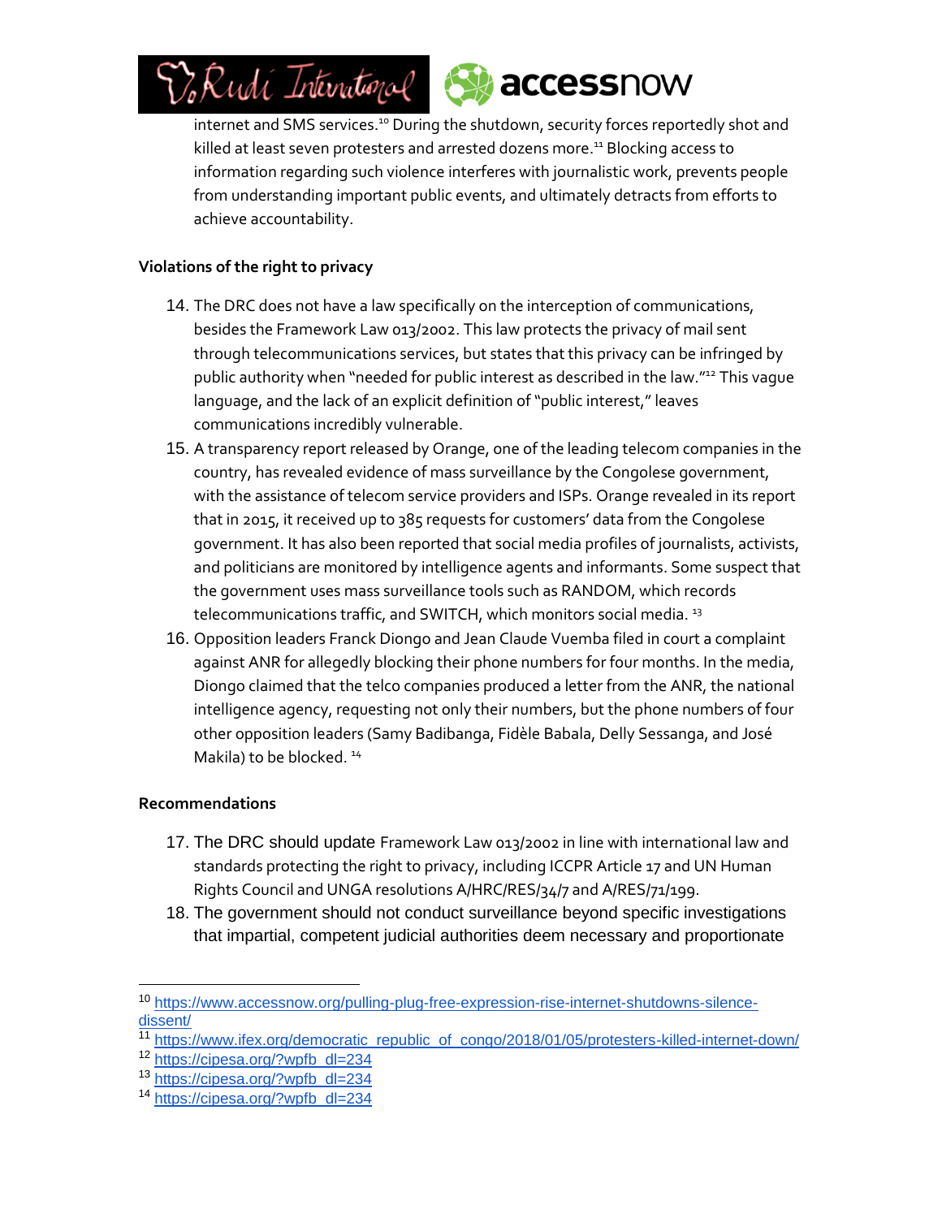internet and SMS services.[10] During the shutdown, security forces reportedly shot and killed at least seven protesters and arrested dozens more.[11] Blocking access to information regarding such violence interferes with journalistic work, prevents people from understanding important public events, and ultimately detracts from efforts to achieve accountability.

**Violations of the right to privacy**

14. The DRC does not have a law specifically on the interception of communications, besides the Framework Law 013/2002. This law protects the privacy of mail sent through telecommunications services, but states that this privacy can be infringed by public authority when "needed for public interest as described in the law."[12] This vague language, and the lack of an explicit definition of "public interest," leaves communications incredibly vulnerable.
15. A transparency report released by Orange, one of the leading telecom companies in the country, has revealed evidence of mass surveillance by the Congolese government, with the assistance of telecom service providers and ISPs. Orange revealed in its report that in 2015, it received up to 385 requests for customers' data from the Congolese government. It has also been reported that social media profiles of journalists, activists, and politicians are monitored by intelligence agents and informants. Some suspect that the government uses mass surveillance tools such as RANDOM, which records telecommunications traffic, and SWITCH, which monitors social media. [13]
16. Opposition leaders Franck Diongo and Jean Claude Vuemba filed in court a complaint against ANR for allegedly blocking their phone numbers for four months. In the media, Diongo claimed that the telco companies produced a letter from the ANR, the national intelligence agency, requesting not only their numbers, but the phone numbers of four other opposition leaders (Samy Badibanga, Fidèle Babala, Delly Sessanga, and José Makila) to be blocked. [14]

**Recommendations**

17. The DRC should update Framework Law 013/2002 in line with international law and standards protecting the right to privacy, including ICCPR Article 17 and UN Human Rights Council and UNGA resolutions A/HRC/RES/34/7 and A/RES/71/199.
18. The government should not conduct surveillance beyond specific investigations that impartial, competent judicial authorities deem necessary and proportionate

---

[10] https://www.accessnow.org/pulling-plug-free-expression-rise-internet-shutdowns-silence-dissent/

[11] https://www.ifex.org/democratic_republic_of_congo/2018/01/05/protesters-killed-internet-down/

[12] https://cipesa.org/?wpfb_dl=234

[13] https://cipesa.org/?wpfb_dl=234

[14] https://cipesa.org/?wpfb_dl=234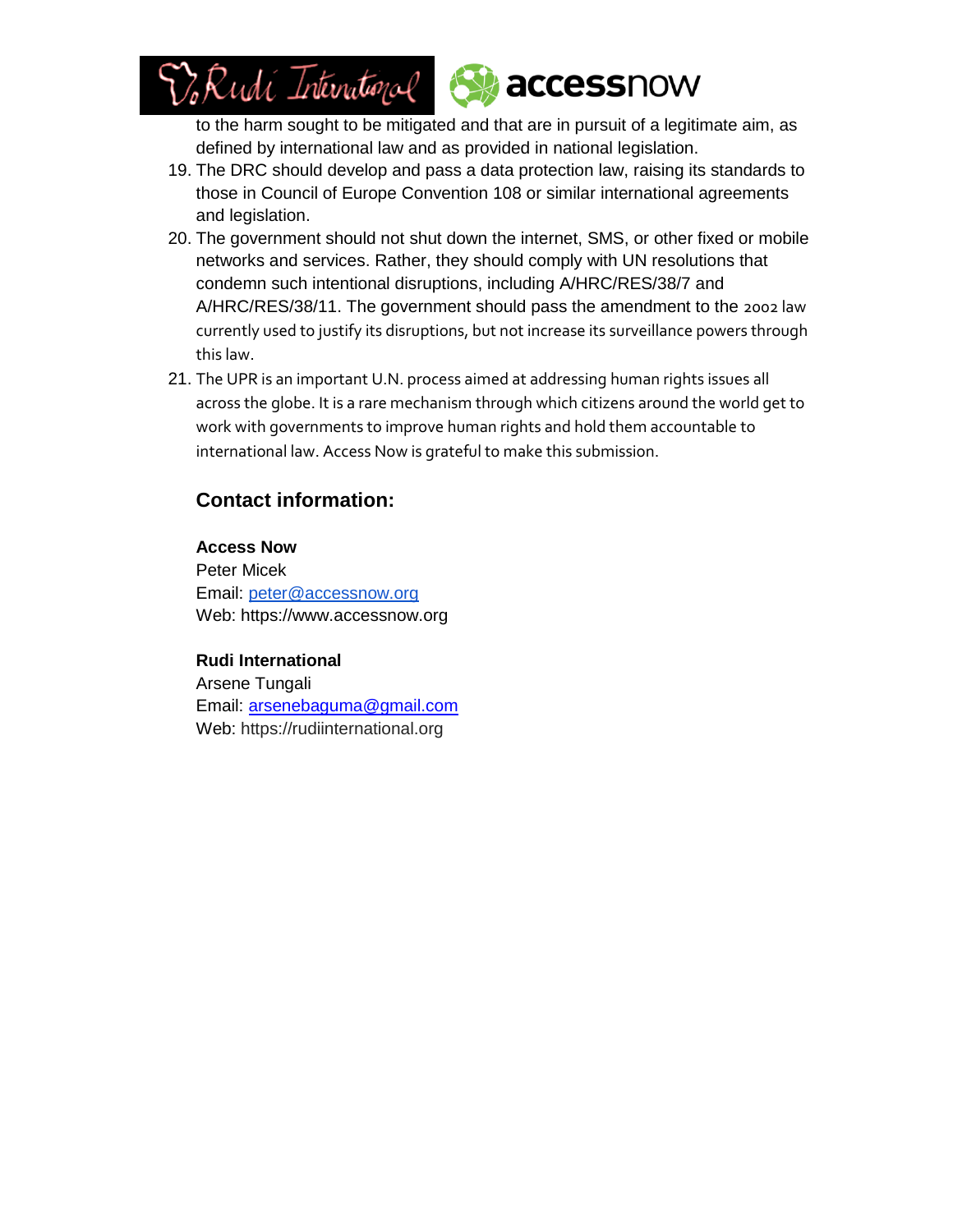to the harm sought to be mitigated and that are in pursuit of a legitimate aim, as defined by international law and as provided in national legislation.

19. The DRC should develop and pass a data protection law, raising its standards to those in Council of Europe Convention 108 or similar international agreements and legislation.
20. The government should not shut down the internet, SMS, or other fixed or mobile networks and services. Rather, they should comply with UN resolutions that condemn such intentional disruptions, including A/HRC/RES/38/7 and A/HRC/RES/38/11. The government should pass the amendment to the 2002 law currently used to justify its disruptions, but not increase its surveillance powers through this law.
21. The UPR is an important U.N. process aimed at addressing human rights issues all across the globe. It is a rare mechanism through which citizens around the world get to work with governments to improve human rights and hold them accountable to international law. Access Now is grateful to make this submission.

## Contact information:

**Access Now**
Peter Micek
Email: peter@accessnow.org
Web: https://www.accessnow.org

**Rudi International**
Arsene Tungali
Email: arsenebaguma@gmail.com
Web: https://rudiinternational.org